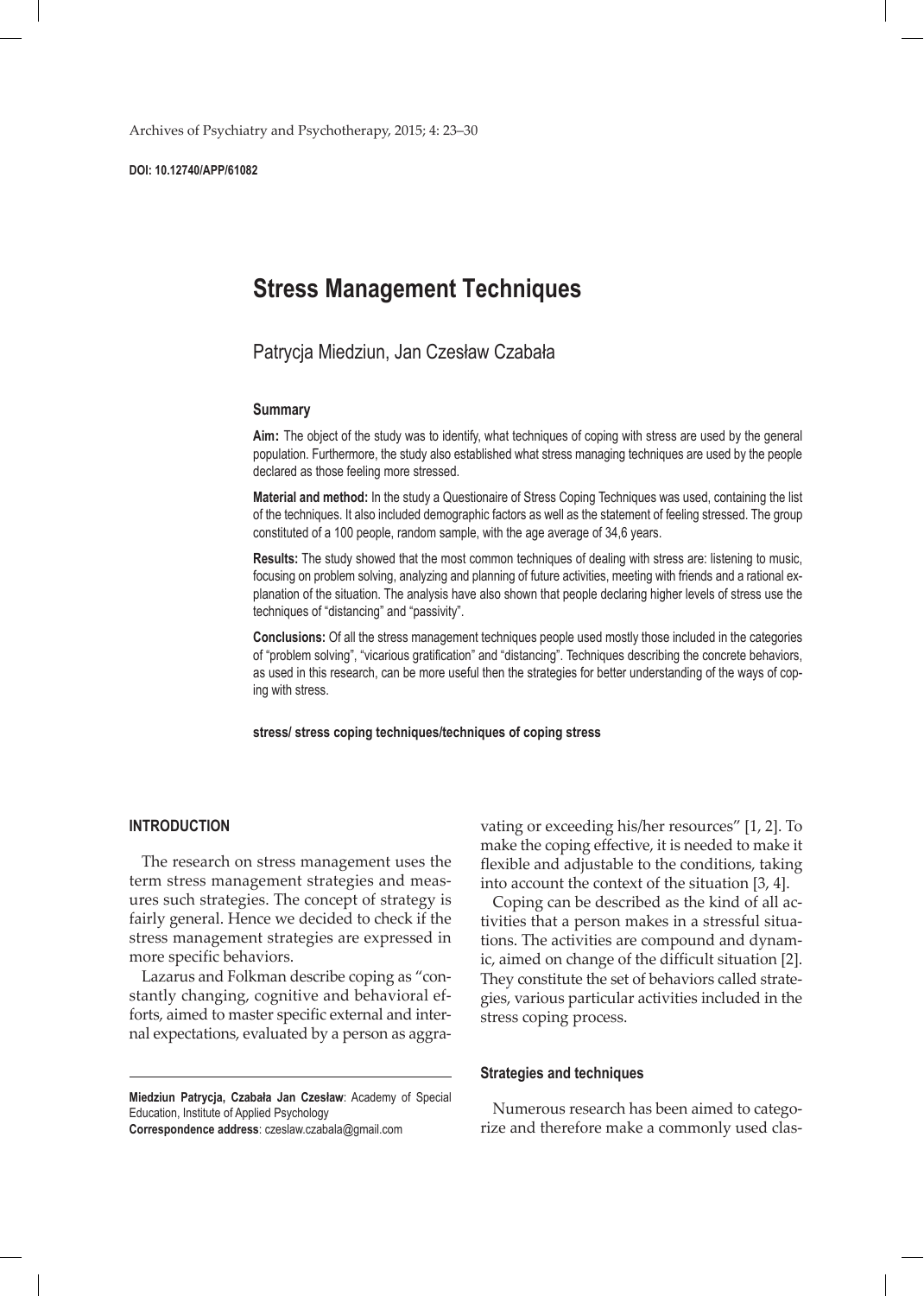DOI: 10.12740/APP/61082

# Stress Management Techniques

Patrycja Miedziun, Jan Czesław Czabała

### Summary

**Aim:** The object of the study was to identify, what techniques of coping with stress are used by the general population. Furthermore, the study also established what stress managing techniques are used by the people declared as those feeling more stressed.

**Material and method:** In the study a Questionaire of Stress Coping Techniques was used, containing the list of the techniques. It also included demographic factors as well as the statement of feeling stressed. The group constituted of a 100 people, random sample, with the age average of 34,6 years.

**Results:** The study showed that the most common techniques of dealing with stress are: listening to music, focusing on problem solving, analyzing and planning of future activities, meeting with friends and a rational explanation of the situation. The analysis have also shown that people declaring higher levels of stress use the techniques of "distancing" and "passivity".

**Conclusions:** Of all the stress management techniques people used mostly those included in the categories of "problem solving", "vicarious gratification" and "distancing". Techniques describing the concrete behaviors, as used in this research, can be more useful then the strategies for better understanding of the ways of coping with stress.

**stress/ stress coping techniques/techniques of coping stress**

## INTRODUCTION

The research on stress management uses the term stress management strategies and measures such strategies. The concept of strategy is fairly general. Hence we decided to check if the stress management strategies are expressed in more specific behaviors.

Lazarus and Folkman describe coping as "constantly changing, cognitive and behavioral efforts, aimed to master specific external and internal expectations, evaluated by a person as aggravating or exceeding his/her resources" [1, 2]. To make the coping effective, it is needed to make it flexible and adjustable to the conditions, taking into account the context of the situation [3, 4].

Coping can be described as the kind of all activities that a person makes in a stressful situations. The activities are compound and dynamic, aimed on change of the difficult situation [2]. They constitute the set of behaviors called strategies, various particular activities included in the stress coping process.

### Strategies and techniques

Numerous research has been aimed to categorize and therefore make a commonly used clas-

**Miedziun Patrycja, Czabała Jan Czesław**: Academy of Special Education, Institute of Applied Psychology
**Correspondence address**: czeslaw.czabala@gmail.com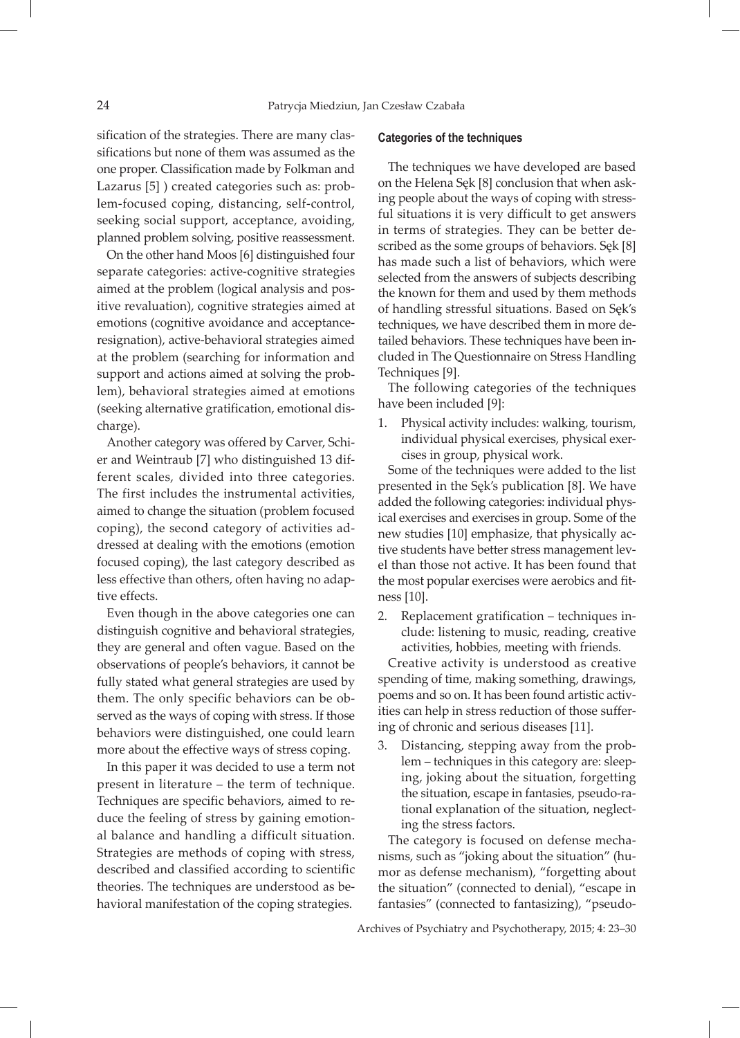sification of the strategies. There are many classifications but none of them was assumed as the one proper. Classification made by Folkman and Lazarus [5] ) created categories such as: problem-focused coping, distancing, self-control, seeking social support, acceptance, avoiding, planned problem solving, positive reassessment.

On the other hand Moos [6] distinguished four separate categories: active-cognitive strategies aimed at the problem (logical analysis and positive revaluation), cognitive strategies aimed at emotions (cognitive avoidance and acceptance-resignation), active-behavioral strategies aimed at the problem (searching for information and support and actions aimed at solving the problem), behavioral strategies aimed at emotions (seeking alternative gratification, emotional discharge).

Another category was offered by Carver, Schier and Weintraub [7] who distinguished 13 different scales, divided into three categories. The first includes the instrumental activities, aimed to change the situation (problem focused coping), the second category of activities addressed at dealing with the emotions (emotion focused coping), the last category described as less effective than others, often having no adaptive effects.

Even though in the above categories one can distinguish cognitive and behavioral strategies, they are general and often vague. Based on the observations of people's behaviors, it cannot be fully stated what general strategies are used by them. The only specific behaviors can be observed as the ways of coping with stress. If those behaviors were distinguished, one could learn more about the effective ways of stress coping.

In this paper it was decided to use a term not present in literature – the term of technique. Techniques are specific behaviors, aimed to reduce the feeling of stress by gaining emotional balance and handling a difficult situation. Strategies are methods of coping with stress, described and classified according to scientific theories. The techniques are understood as behavioral manifestation of the coping strategies.

#### Categories of the techniques

The techniques we have developed are based on the Helena Sęk [8] conclusion that when asking people about the ways of coping with stressful situations it is very difficult to get answers in terms of strategies. They can be better described as the some groups of behaviors. Sęk [8] has made such a list of behaviors, which were selected from the answers of subjects describing the known for them and used by them methods of handling stressful situations. Based on Sęk's techniques, we have described them in more detailed behaviors. These techniques have been included in The Questionnaire on Stress Handling Techniques [9].

The following categories of the techniques have been included [9]:

1. Physical activity includes: walking, tourism, individual physical exercises, physical exercises in group, physical work.

Some of the techniques were added to the list presented in the Sęk's publication [8]. We have added the following categories: individual physical exercises and exercises in group. Some of the new studies [10] emphasize, that physically active students have better stress management level than those not active. It has been found that the most popular exercises were aerobics and fitness [10].

2. Replacement gratification – techniques include: listening to music, reading, creative activities, hobbies, meeting with friends.

Creative activity is understood as creative spending of time, making something, drawings, poems and so on. It has been found artistic activities can help in stress reduction of those suffering of chronic and serious diseases [11].

3. Distancing, stepping away from the problem – techniques in this category are: sleeping, joking about the situation, forgetting the situation, escape in fantasies, pseudo-rational explanation of the situation, neglecting the stress factors.

The category is focused on defense mechanisms, such as "joking about the situation" (humor as defense mechanism), "forgetting about the situation" (connected to denial), "escape in fantasies" (connected to fantasizing), "pseudo-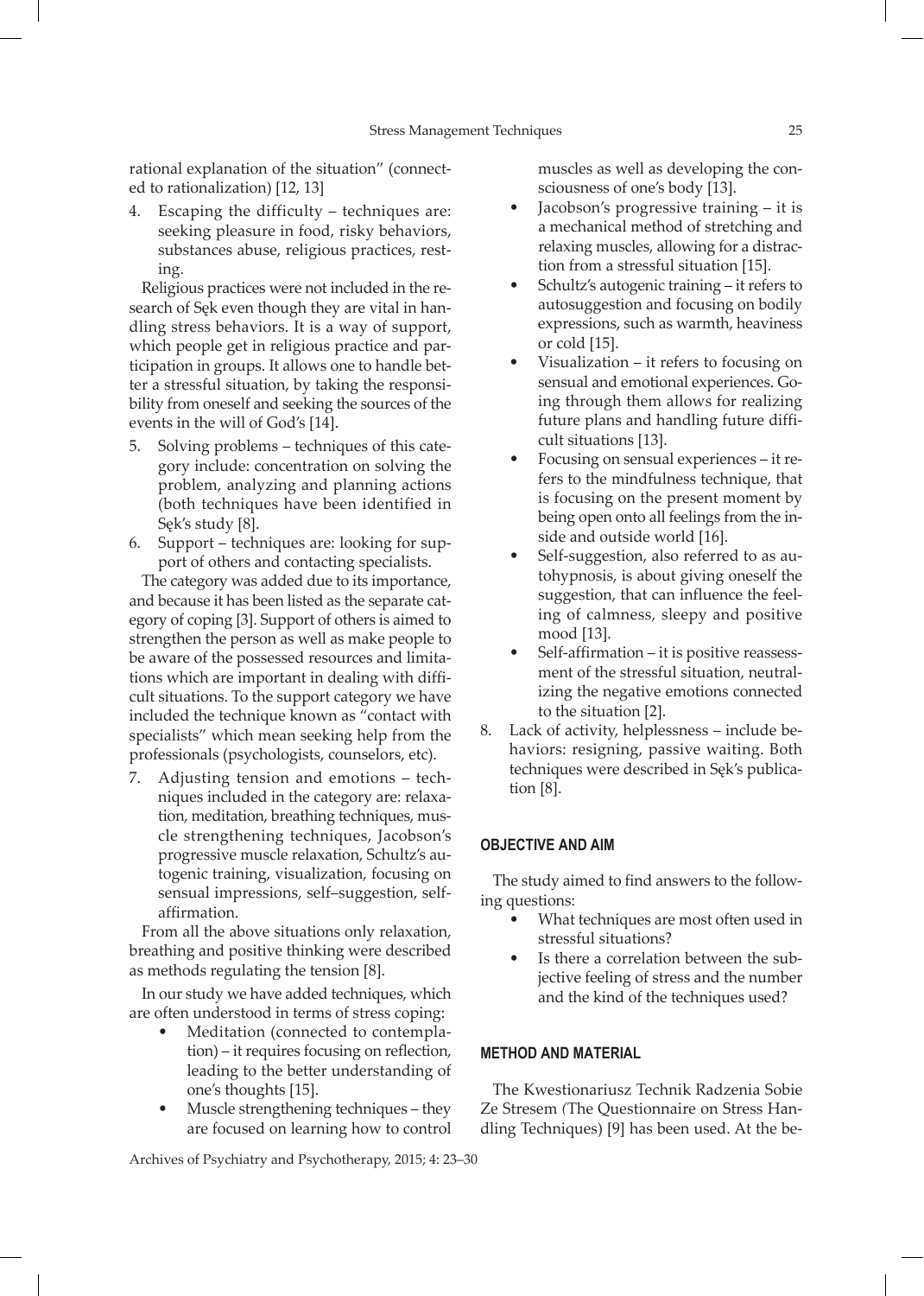rational explanation of the situation" (connected to rationalization) [12, 13]

4. Escaping the difficulty – techniques are: seeking pleasure in food, risky behaviors, substances abuse, religious practices, resting.

Religious practices were not included in the research of Sęk even though they are vital in handling stress behaviors. It is a way of support, which people get in religious practice and participation in groups. It allows one to handle better a stressful situation, by taking the responsibility from oneself and seeking the sources of the events in the will of God's [14].

5. Solving problems – techniques of this category include: concentration on solving the problem, analyzing and planning actions (both techniques have been identified in Sęk's study [8].

6. Support – techniques are: looking for support of others and contacting specialists.

The category was added due to its importance, and because it has been listed as the separate category of coping [3]. Support of others is aimed to strengthen the person as well as make people to be aware of the possessed resources and limitations which are important in dealing with difficult situations. To the support category we have included the technique known as "contact with specialists" which mean seeking help from the professionals (psychologists, counselors, etc).

7. Adjusting tension and emotions – techniques included in the category are: relaxation, meditation, breathing techniques, muscle strengthening techniques, Jacobson's progressive muscle relaxation, Schultz's autogenic training, visualization, focusing on sensual impressions, self–suggestion, self-affirmation.

From all the above situations only relaxation, breathing and positive thinking were described as methods regulating the tension [8].

In our study we have added techniques, which are often understood in terms of stress coping:

- Meditation (connected to contemplation) – it requires focusing on reflection, leading to the better understanding of one's thoughts [15].
- Muscle strengthening techniques – they are focused on learning how to control muscles as well as developing the consciousness of one's body [13].
- Jacobson's progressive training – it is a mechanical method of stretching and relaxing muscles, allowing for a distraction from a stressful situation [15].
- Schultz's autogenic training – it refers to autosuggestion and focusing on bodily expressions, such as warmth, heaviness or cold [15].
- Visualization – it refers to focusing on sensual and emotional experiences. Going through them allows for realizing future plans and handling future difficult situations [13].
- Focusing on sensual experiences – it refers to the mindfulness technique, that is focusing on the present moment by being open onto all feelings from the inside and outside world [16].
- Self-suggestion, also referred to as autohypnosis, is about giving oneself the suggestion, that can influence the feeling of calmness, sleepy and positive mood [13].
- Self-affirmation – it is positive reassessment of the stressful situation, neutralizing the negative emotions connected to the situation [2].

8. Lack of activity, helplessness – include behaviors: resigning, passive waiting. Both techniques were described in Sęk's publication [8].

## OBJECTIVE AND AIM

The study aimed to find answers to the following questions:

- What techniques are most often used in stressful situations?
- Is there a correlation between the subjective feeling of stress and the number and the kind of the techniques used?

## METHOD AND MATERIAL

The Kwestionariusz Technik Radzenia Sobie Ze Stresem (The Questionnaire on Stress Handling Techniques) [9] has been used. At the be-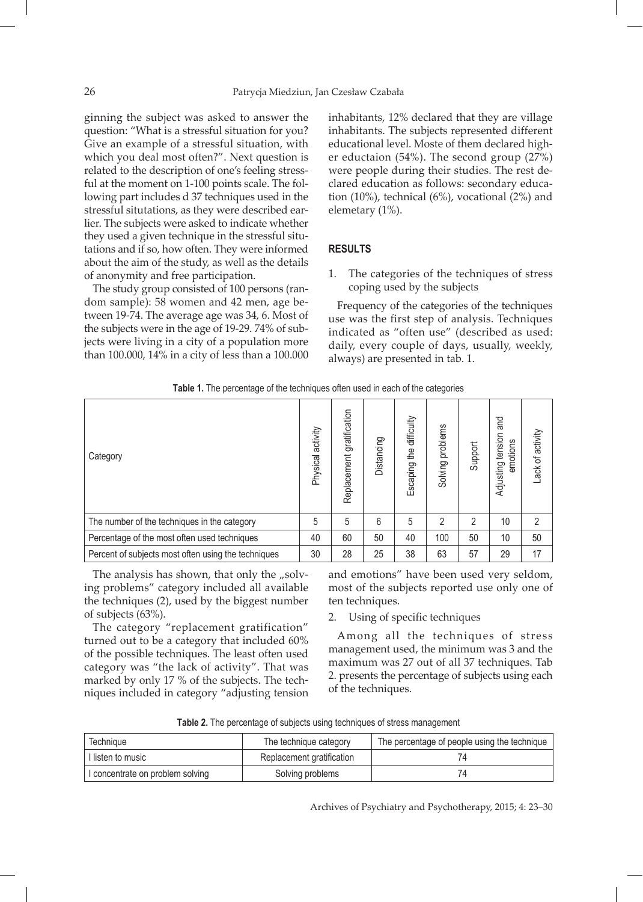ginning the subject was asked to answer the question: "What is a stressful situation for you? Give an example of a stressful situation, with which you deal most often?". Next question is related to the description of one's feeling stressful at the moment on 1-100 points scale. The following part includes d 37 techniques used in the stressful situtations, as they were described earlier. The subjects were asked to indicate whether they used a given technique in the stressful situtations and if so, how often. They were informed about the aim of the study, as well as the details of anonymity and free participation.

The study group consisted of 100 persons (random sample): 58 women and 42 men, age between 19-74. The average age was 34, 6. Most of the subjects were in the age of 19-29. 74% of subjects were living in a city of a population more than 100.000, 14% in a city of less than a 100.000 inhabitants, 12% declared that they are village inhabitants. The subjects represented different educational level. Moste of them declared higher eductaion (54%). The second group (27%) were people during their studies. The rest declared education as follows: secondary education (10%), technical (6%), vocational (2%) and elemetary (1%).

## RESULTS

1. The categories of the techniques of stress coping used by the subjects

Frequency of the categories of the techniques use was the first step of analysis. Techniques indicated as "often use" (described as used: daily, every couple of days, usually, weekly, always) are presented in tab. 1.

**Table 1.** The percentage of the techniques often used in each of the categories

| Category | Physical activity | Replacement gratification | Distancing | Escaping the difficulty | Solving problems | Support | Adjusting tension and emotions | Lack of activity |
|---|---|---|---|---|---|---|---|---|
| The number of the techniques in the category | 5 | 5 | 6 | 5 | 2 | 2 | 10 | 2 |
| Percentage of the most often used techniques | 40 | 60 | 50 | 40 | 100 | 50 | 10 | 50 |
| Percent of subjects most often using the techniques | 30 | 28 | 25 | 38 | 63 | 57 | 29 | 17 |

The analysis has shown, that only the „solving problems" category included all available the techniques (2), used by the biggest number of subjects (63%).

The category "replacement gratification" turned out to be a category that included 60% of the possible techniques. The least often used category was "the lack of activity". That was marked by only 17 % of the subjects. The techniques included in category "adjusting tension and emotions" have been used very seldom, most of the subjects reported use only one of ten techniques.

2. Using of specific techniques

Among all the techniques of stress management used, the minimum was 3 and the maximum was 27 out of all 37 techniques. Tab 2. presents the percentage of subjects using each of the techniques.

**Table 2.** The percentage of subjects using techniques of stress management

| Technique | The technique category | The percentage of people using the technique |
|---|---|---|
| I listen to music | Replacement gratification | 74 |
| I concentrate on problem solving | Solving problems | 74 |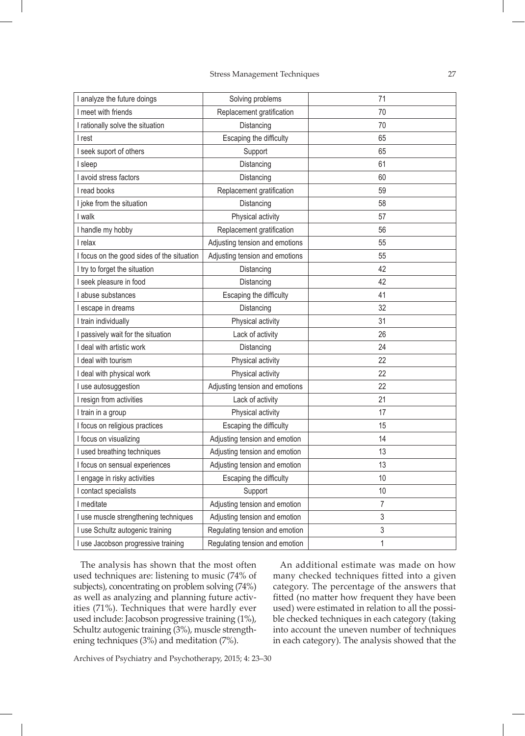| I analyze the future doings | Solving problems | 71 |
|---|---|---|
| I meet with friends | Replacement gratification | 70 |
| I rationally solve the situation | Distancing | 70 |
| I rest | Escaping the difficulty | 65 |
| I seek suport of others | Support | 65 |
| I sleep | Distancing | 61 |
| I avoid stress factors | Distancing | 60 |
| I read books | Replacement gratification | 59 |
| I joke from the situation | Distancing | 58 |
| I walk | Physical activity | 57 |
| I handle my hobby | Replacement gratification | 56 |
| I relax | Adjusting tension and emotions | 55 |
| I focus on the good sides of the situation | Adjusting tension and emotions | 55 |
| I try to forget the situation | Distancing | 42 |
| I seek pleasure in food | Distancing | 42 |
| I abuse substances | Escaping the difficulty | 41 |
| I escape in dreams | Distancing | 32 |
| I train individually | Physical activity | 31 |
| I passively wait for the situation | Lack of activity | 26 |
| I deal with artistic work | Distancing | 24 |
| I deal with tourism | Physical activity | 22 |
| I deal with physical work | Physical activity | 22 |
| I use autosuggestion | Adjusting tension and emotions | 22 |
| I resign from activities | Lack of activity | 21 |
| I train in a group | Physical activity | 17 |
| I focus on religious practices | Escaping the difficulty | 15 |
| I focus on visualizing | Adjusting tension and emotion | 14 |
| I used breathing techniques | Adjusting tension and emotion | 13 |
| I focus on sensual experiences | Adjusting tension and emotion | 13 |
| I engage in risky activities | Escaping the difficulty | 10 |
| I contact specialists | Support | 10 |
| I meditate | Adjusting tension and emotion | 7 |
| I use muscle strengthening techniques | Adjusting tension and emotion | 3 |
| I use Schultz autogenic training | Regulating tension and emotion | 3 |
| I use Jacobson progressive training | Regulating tension and emotion | 1 |

The analysis has shown that the most often used techniques are: listening to music (74% of subjects), concentrating on problem solving (74%) as well as analyzing and planning future activities (71%). Techniques that were hardly ever used include: Jacobson progressive training (1%), Schultz autogenic training (3%), muscle strengthening techniques (3%) and meditation (7%).

An additional estimate was made on how many checked techniques fitted into a given category. The percentage of the answers that fitted (no matter how frequent they have been used) were estimated in relation to all the possible checked techniques in each category (taking into account the uneven number of techniques in each category). The analysis showed that the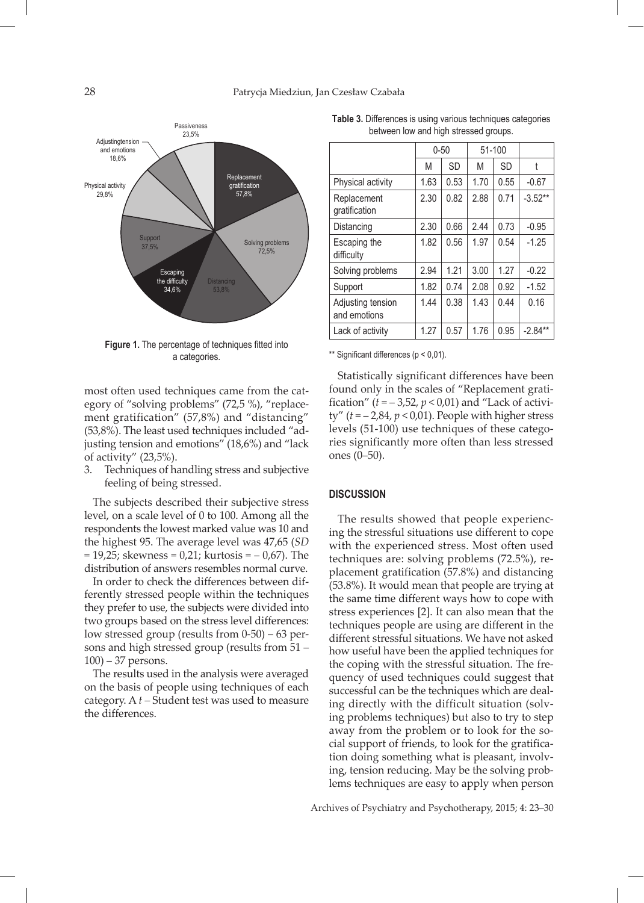Figure 1. The percentage of techniques fitted into a categories.

most often used techniques came from the category of "solving problems" (72,5 %), "replacement gratification" (57,8%) and "distancing" (53,8%). The least used techniques included "adjusting tension and emotions" (18,6%) and "lack of activity" (23,5%).

3. Techniques of handling stress and subjective feeling of being stressed.

The subjects described their subjective stress level, on a scale level of 0 to 100. Among all the respondents the lowest marked value was 10 and the highest 95. The average level was 47,65 (*SD* = 19,25; skewness = 0,21; kurtosis = – 0,67). The distribution of answers resembles normal curve.

In order to check the differences between differently stressed people within the techniques they prefer to use, the subjects were divided into two groups based on the stress level differences: low stressed group (results from 0-50) – 63 persons and high stressed group (results from 51 – 100) – 37 persons.

The results used in the analysis were averaged on the basis of people using techniques of each category. A *t* – Student test was used to measure the differences.

**Table 3.** Differences is using various techniques categories between low and high stressed groups.

| | 0-50 | | 51-100 | | |
|---|---|---|---|---|---|
| | M | SD | M | SD | t |
| Physical activity | 1.63 | 0.53 | 1.70 | 0.55 | -0.67 |
| Replacement gratification | 2.30 | 0.82 | 2.88 | 0.71 | -3.52** |
| Distancing | 2.30 | 0.66 | 2.44 | 0.73 | -0.95 |
| Escaping the difficulty | 1.82 | 0.56 | 1.97 | 0.54 | -1.25 |
| Solving problems | 2.94 | 1.21 | 3.00 | 1.27 | -0.22 |
| Support | 1.82 | 0.74 | 2.08 | 0.92 | -1.52 |
| Adjusting tension and emotions | 1.44 | 0.38 | 1.43 | 0.44 | 0.16 |
| Lack of activity | 1.27 | 0.57 | 1.76 | 0.95 | -2.84** |

** Significant differences (p < 0,01).

Statistically significant differences have been found only in the scales of "Replacement gratification" ($t = -3{,}52$, $p < 0{,}01$) and "Lack of activity" ($t = -2{,}84$, $p < 0{,}01$). People with higher stress levels (51-100) use techniques of these categories significantly more often than less stressed ones (0–50).

## DISCUSSION

The results showed that people experiencing the stressful situations use different to cope with the experienced stress. Most often used techniques are: solving problems (72.5%), replacement gratification (57.8%) and distancing (53.8%). It would mean that people are trying at the same time different ways how to cope with stress experiences [2]. It can also mean that the techniques people are using are different in the different stressful situations. We have not asked how useful have been the applied techniques for the coping with the stressful situation. The frequency of used techniques could suggest that successful can be the techniques which are dealing directly with the difficult situation (solving problems techniques) but also to try to step away from the problem or to look for the social support of friends, to look for the gratification doing something what is pleasant, involving, tension reducing. May be the solving problems techniques are easy to apply when person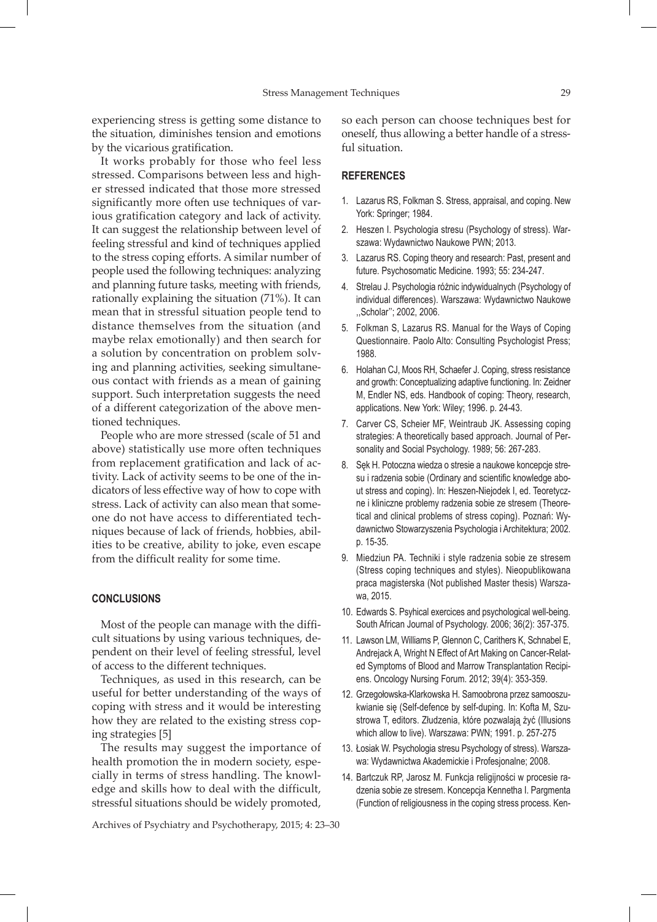experiencing stress is getting some distance to the situation, diminishes tension and emotions by the vicarious gratification.

It works probably for those who feel less stressed. Comparisons between less and higher stressed indicated that those more stressed significantly more often use techniques of various gratification category and lack of activity. It can suggest the relationship between level of feeling stressful and kind of techniques applied to the stress coping efforts. A similar number of people used the following techniques: analyzing and planning future tasks, meeting with friends, rationally explaining the situation (71%). It can mean that in stressful situation people tend to distance themselves from the situation (and maybe relax emotionally) and then search for a solution by concentration on problem solving and planning activities, seeking simultaneous contact with friends as a mean of gaining support. Such interpretation suggests the need of a different categorization of the above mentioned techniques.

People who are more stressed (scale of 51 and above) statistically use more often techniques from replacement gratification and lack of activity. Lack of activity seems to be one of the indicators of less effective way of how to cope with stress. Lack of activity can also mean that someone do not have access to differentiated techniques because of lack of friends, hobbies, abilities to be creative, ability to joke, even escape from the difficult reality for some time.

## CONCLUSIONS

Most of the people can manage with the difficult situations by using various techniques, dependent on their level of feeling stressful, level of access to the different techniques.

Techniques, as used in this research, can be useful for better understanding of the ways of coping with stress and it would be interesting how they are related to the existing stress coping strategies [5]

The results may suggest the importance of health promotion the in modern society, especially in terms of stress handling. The knowledge and skills how to deal with the difficult, stressful situations should be widely promoted, so each person can choose techniques best for oneself, thus allowing a better handle of a stressful situation.

## REFERENCES

1. Lazarus RS, Folkman S. Stress, appraisal, and coping. New York: Springer; 1984.
2. Heszen I. Psychologia stresu (Psychology of stress). Warszawa: Wydawnictwo Naukowe PWN; 2013.
3. Lazarus RS. Coping theory and research: Past, present and future. Psychosomatic Medicine. 1993; 55: 234-247.
4. Strelau J. Psychologia różnic indywidualnych (Psychology of individual differences). Warszawa: Wydawnictwo Naukowe ,,Scholar''; 2002, 2006.
5. Folkman S, Lazarus RS. Manual for the Ways of Coping Questionnaire. Paolo Alto: Consulting Psychologist Press; 1988.
6. Holahan CJ, Moos RH, Schaefer J. Coping, stress resistance and growth: Conceptualizing adaptive functioning. In: Zeidner M, Endler NS, eds. Handbook of coping: Theory, research, applications. New York: Wiley; 1996. p. 24-43.
7. Carver CS, Scheier MF, Weintraub JK. Assessing coping strategies: A theoretically based approach. Journal of Personality and Social Psychology. 1989; 56: 267-283.
8. Sęk H. Potoczna wiedza o stresie a naukowe koncepcje stresu i radzenia sobie (Ordinary and scientific knowledge about stress and coping). In: Heszen-Niejodek I, ed. Teoretyczne i kliniczne problemy radzenia sobie ze stresem (Theoretical and clinical problems of stress coping). Poznań: Wydawnictwo Stowarzyszenia Psychologia i Architektura; 2002. p. 15-35.
9. Miedziun PA. Techniki i style radzenia sobie ze stresem (Stress coping techniques and styles). Nieopublikowana praca magisterska (Not published Master thesis) Warszawa, 2015.
10. Edwards S. Psyhical exercices and psychological well-being. South African Journal of Psychology. 2006; 36(2): 357-375.
11. Lawson LM, Williams P, Glennon C, Carithers K, Schnabel E, Andrejack A, Wright N Effect of Art Making on Cancer-Related Symptoms of Blood and Marrow Transplantation Recipiens. Oncology Nursing Forum. 2012; 39(4): 353-359.
12. Grzegołowska-Klarkowska H. Samoobrona przez samooszukwianie się (Self-defence by self-duping. In: Kofta M, Szustrowa T, editors. Złudzenia, które pozwalają żyć (Illusions which allow to live). Warszawa: PWN; 1991. p. 257-275
13. Łosiak W. Psychologia stresu Psychology of stress). Warszawa: Wydawnictwa Akademickie i Profesjonalne; 2008.
14. Bartczuk RP, Jarosz M. Funkcja religijności w procesie radzenia sobie ze stresem. Koncepcja Kennetha I. Pargmenta (Function of religiousness in the coping stress process. Ken-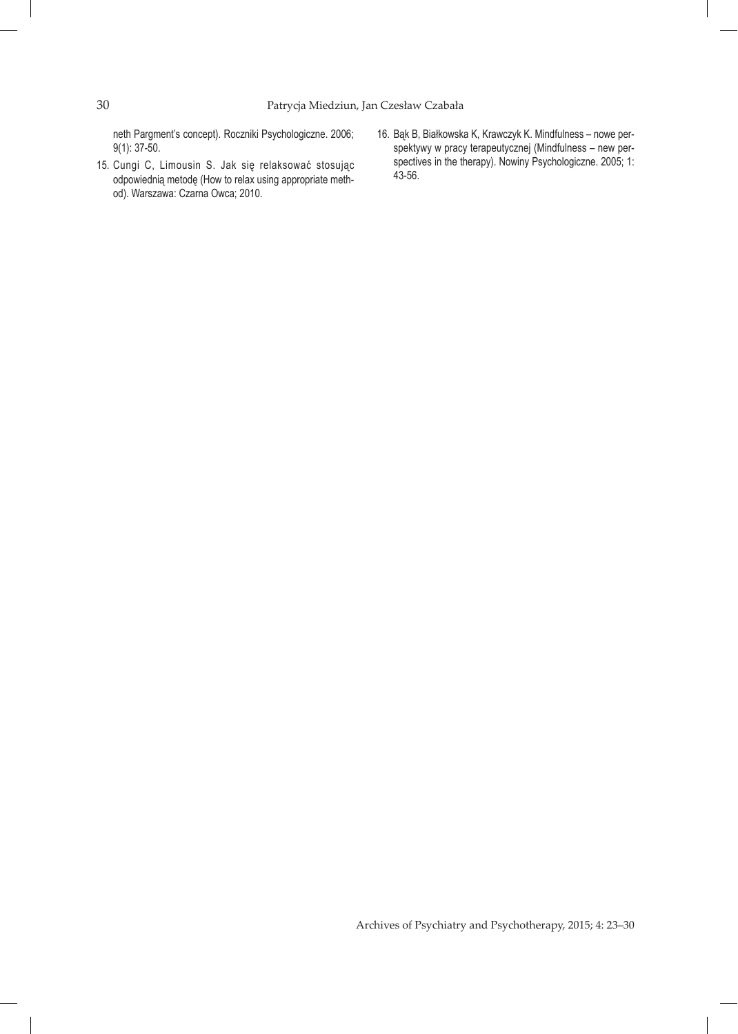neth Pargment's concept). Roczniki Psychologiczne. 2006; 9(1): 37-50.

15. Cungi C, Limousin S. Jak się relaksować stosując odpowiednią metodę (How to relax using appropriate method). Warszawa: Czarna Owca; 2010.

16. Bąk B, Białkowska K, Krawczyk K. Mindfulness – nowe perspektywy w pracy terapeutycznej (Mindfulness – new perspectives in the therapy). Nowiny Psychologiczne. 2005; 1: 43-56.